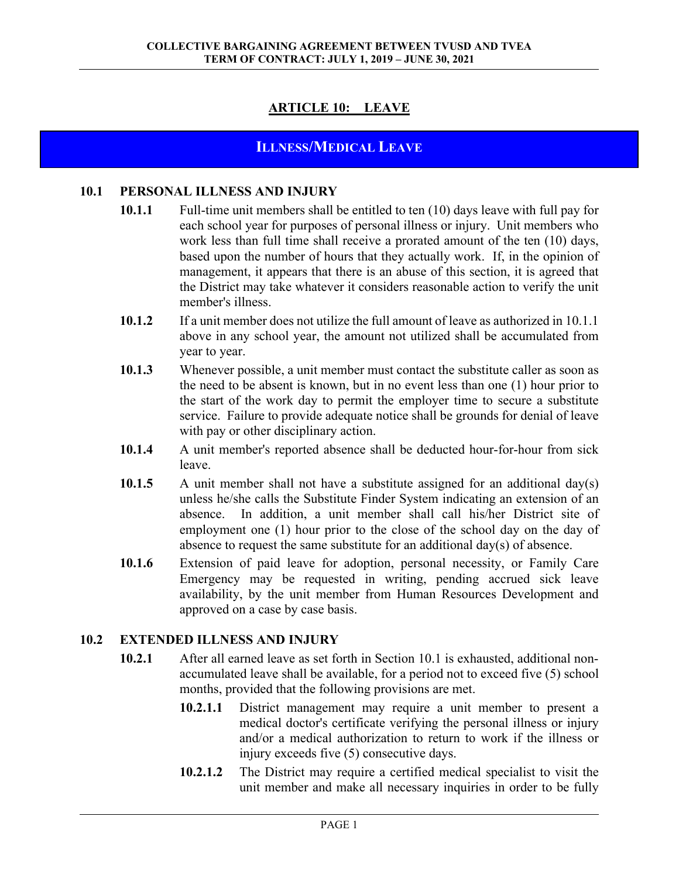# ARTICLE 10: LEAVE

## ILLNESS/MEDICAL LEAVE

### 10.1 PERSONAL ILLNESS AND INJURY

**10.1.1** Full-time unit members shall be entitled to ten (10) days leave with full pay for each school year for purposes of personal illness or injury. Unit members who work less than full time shall receive a prorated amount of the ten (10) days, based upon the number of hours that they actually work. If, in the opinion of management, it appears that there is an abuse of this section, it is agreed that the District may take whatever it considers reasonable action to verify the unit member's illness.

**10.1.2** If a unit member does not utilize the full amount of leave as authorized in 10.1.1 above in any school year, the amount not utilized shall be accumulated from year to year.

**10.1.3** Whenever possible, a unit member must contact the substitute caller as soon as the need to be absent is known, but in no event less than one (1) hour prior to the start of the work day to permit the employer time to secure a substitute service. Failure to provide adequate notice shall be grounds for denial of leave with pay or other disciplinary action.

**10.1.4** A unit member's reported absence shall be deducted hour-for-hour from sick leave.

**10.1.5** A unit member shall not have a substitute assigned for an additional day(s) unless he/she calls the Substitute Finder System indicating an extension of an absence. In addition, a unit member shall call his/her District site of employment one (1) hour prior to the close of the school day on the day of absence to request the same substitute for an additional day(s) of absence.

**10.1.6** Extension of paid leave for adoption, personal necessity, or Family Care Emergency may be requested in writing, pending accrued sick leave availability, by the unit member from Human Resources Development and approved on a case by case basis.

### 10.2 EXTENDED ILLNESS AND INJURY

**10.2.1** After all earned leave as set forth in Section 10.1 is exhausted, additional non-accumulated leave shall be available, for a period not to exceed five (5) school months, provided that the following provisions are met.

**10.2.1.1** District management may require a unit member to present a medical doctor's certificate verifying the personal illness or injury and/or a medical authorization to return to work if the illness or injury exceeds five (5) consecutive days.

**10.2.1.2** The District may require a certified medical specialist to visit the unit member and make all necessary inquiries in order to be fully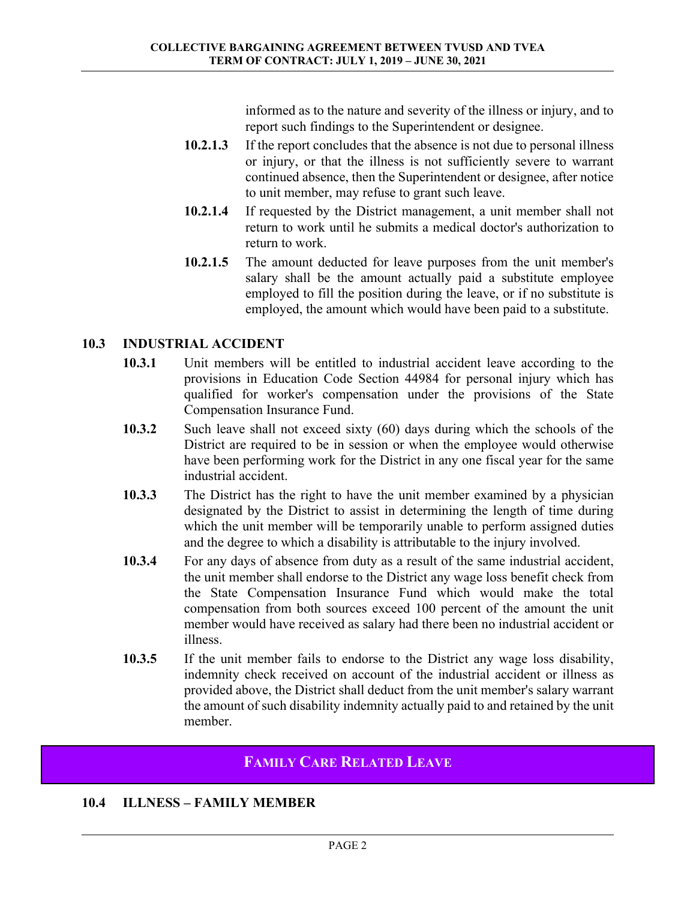informed as to the nature and severity of the illness or injury, and to report such findings to the Superintendent or designee.

**10.2.1.3** If the report concludes that the absence is not due to personal illness or injury, or that the illness is not sufficiently severe to warrant continued absence, then the Superintendent or designee, after notice to unit member, may refuse to grant such leave.

**10.2.1.4** If requested by the District management, a unit member shall not return to work until he submits a medical doctor's authorization to return to work.

**10.2.1.5** The amount deducted for leave purposes from the unit member's salary shall be the amount actually paid a substitute employee employed to fill the position during the leave, or if no substitute is employed, the amount which would have been paid to a substitute.

### 10.3 INDUSTRIAL ACCIDENT

**10.3.1** Unit members will be entitled to industrial accident leave according to the provisions in Education Code Section 44984 for personal injury which has qualified for worker's compensation under the provisions of the State Compensation Insurance Fund.

**10.3.2** Such leave shall not exceed sixty (60) days during which the schools of the District are required to be in session or when the employee would otherwise have been performing work for the District in any one fiscal year for the same industrial accident.

**10.3.3** The District has the right to have the unit member examined by a physician designated by the District to assist in determining the length of time during which the unit member will be temporarily unable to perform assigned duties and the degree to which a disability is attributable to the injury involved.

**10.3.4** For any days of absence from duty as a result of the same industrial accident, the unit member shall endorse to the District any wage loss benefit check from the State Compensation Insurance Fund which would make the total compensation from both sources exceed 100 percent of the amount the unit member would have received as salary had there been no industrial accident or illness.

**10.3.5** If the unit member fails to endorse to the District any wage loss disability, indemnity check received on account of the industrial accident or illness as provided above, the District shall deduct from the unit member's salary warrant the amount of such disability indemnity actually paid to and retained by the unit member.

## FAMILY CARE RELATED LEAVE

### 10.4 ILLNESS – FAMILY MEMBER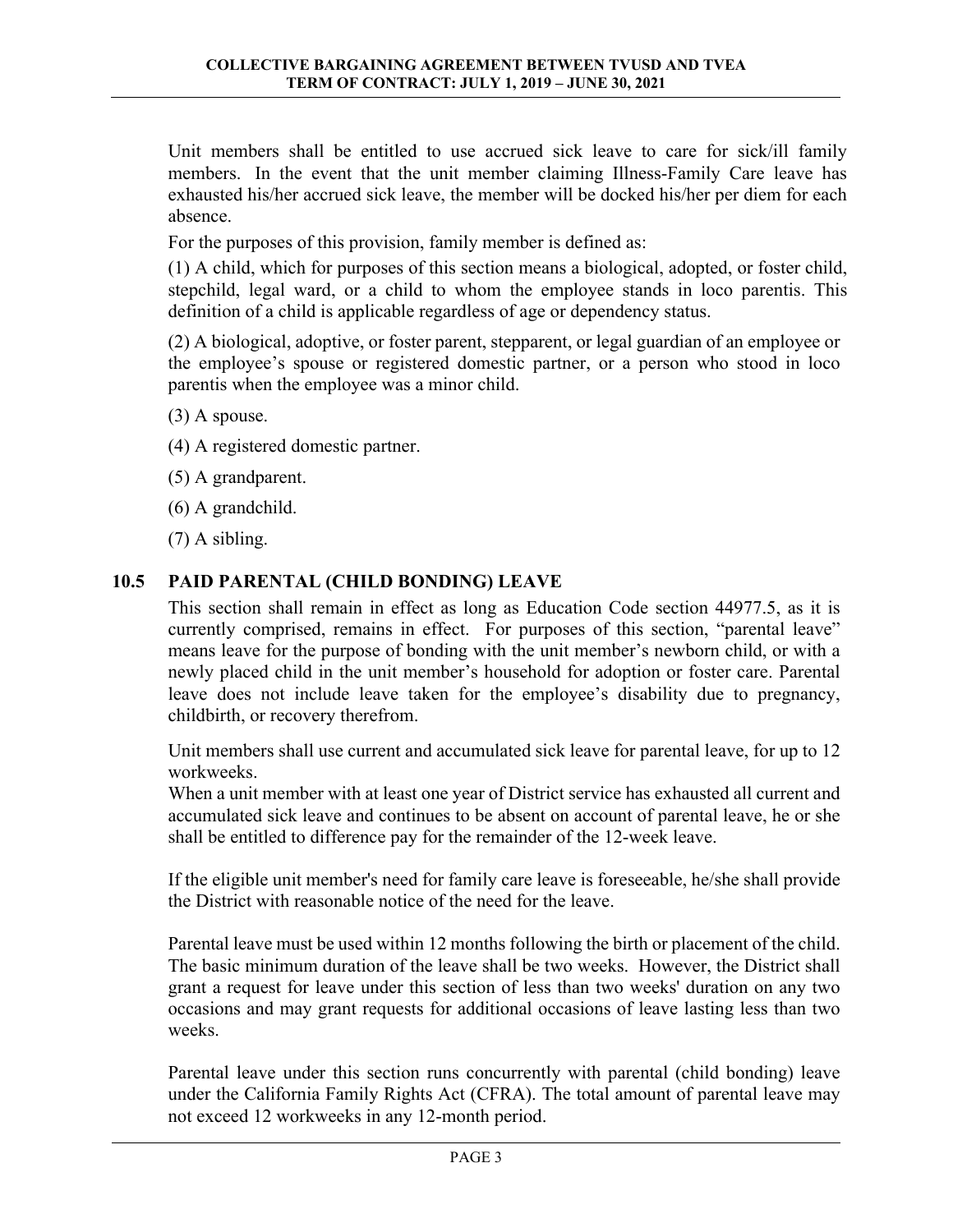Unit members shall be entitled to use accrued sick leave to care for sick/ill family members. In the event that the unit member claiming Illness-Family Care leave has exhausted his/her accrued sick leave, the member will be docked his/her per diem for each absence.

For the purposes of this provision, family member is defined as:

(1) A child, which for purposes of this section means a biological, adopted, or foster child, stepchild, legal ward, or a child to whom the employee stands in loco parentis. This definition of a child is applicable regardless of age or dependency status.

(2) A biological, adoptive, or foster parent, stepparent, or legal guardian of an employee or the employee's spouse or registered domestic partner, or a person who stood in loco parentis when the employee was a minor child.

(3) A spouse.

(4) A registered domestic partner.

(5) A grandparent.

(6) A grandchild.

(7) A sibling.

## 10.5 PAID PARENTAL (CHILD BONDING) LEAVE

This section shall remain in effect as long as Education Code section 44977.5, as it is currently comprised, remains in effect. For purposes of this section, "parental leave" means leave for the purpose of bonding with the unit member's newborn child, or with a newly placed child in the unit member's household for adoption or foster care. Parental leave does not include leave taken for the employee's disability due to pregnancy, childbirth, or recovery therefrom.

Unit members shall use current and accumulated sick leave for parental leave, for up to 12 workweeks.

When a unit member with at least one year of District service has exhausted all current and accumulated sick leave and continues to be absent on account of parental leave, he or she shall be entitled to difference pay for the remainder of the 12-week leave.

If the eligible unit member's need for family care leave is foreseeable, he/she shall provide the District with reasonable notice of the need for the leave.

Parental leave must be used within 12 months following the birth or placement of the child. The basic minimum duration of the leave shall be two weeks. However, the District shall grant a request for leave under this section of less than two weeks' duration on any two occasions and may grant requests for additional occasions of leave lasting less than two weeks.

Parental leave under this section runs concurrently with parental (child bonding) leave under the California Family Rights Act (CFRA). The total amount of parental leave may not exceed 12 workweeks in any 12-month period.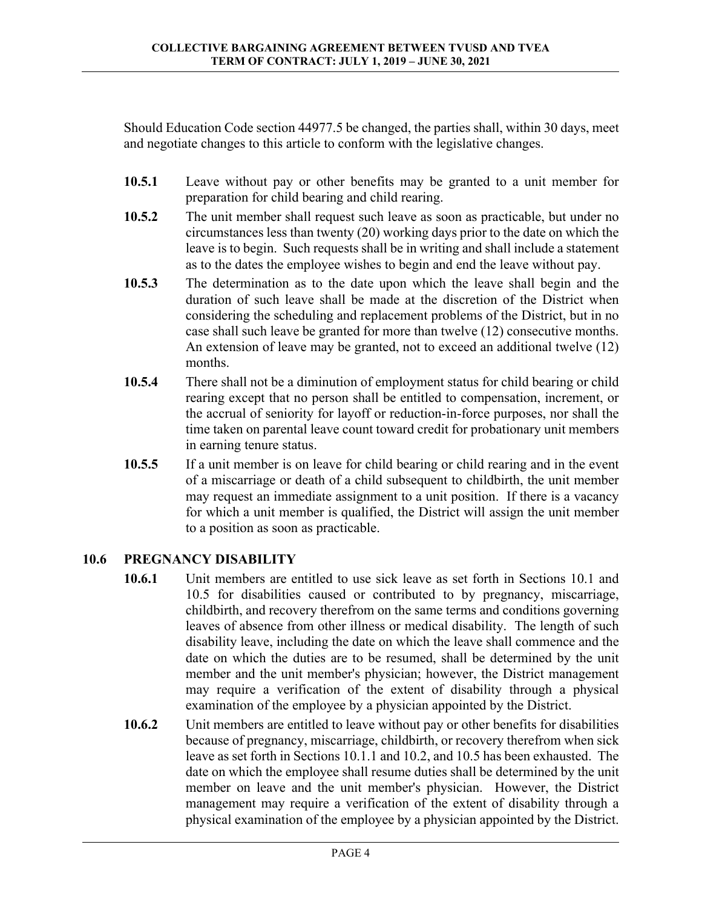Should Education Code section 44977.5 be changed, the parties shall, within 30 days, meet and negotiate changes to this article to conform with the legislative changes.

**10.5.1** Leave without pay or other benefits may be granted to a unit member for preparation for child bearing and child rearing.

**10.5.2** The unit member shall request such leave as soon as practicable, but under no circumstances less than twenty (20) working days prior to the date on which the leave is to begin. Such requests shall be in writing and shall include a statement as to the dates the employee wishes to begin and end the leave without pay.

**10.5.3** The determination as to the date upon which the leave shall begin and the duration of such leave shall be made at the discretion of the District when considering the scheduling and replacement problems of the District, but in no case shall such leave be granted for more than twelve (12) consecutive months. An extension of leave may be granted, not to exceed an additional twelve (12) months.

**10.5.4** There shall not be a diminution of employment status for child bearing or child rearing except that no person shall be entitled to compensation, increment, or the accrual of seniority for layoff or reduction-in-force purposes, nor shall the time taken on parental leave count toward credit for probationary unit members in earning tenure status.

**10.5.5** If a unit member is on leave for child bearing or child rearing and in the event of a miscarriage or death of a child subsequent to childbirth, the unit member may request an immediate assignment to a unit position. If there is a vacancy for which a unit member is qualified, the District will assign the unit member to a position as soon as practicable.

## 10.6 PREGNANCY DISABILITY

**10.6.1** Unit members are entitled to use sick leave as set forth in Sections 10.1 and 10.5 for disabilities caused or contributed to by pregnancy, miscarriage, childbirth, and recovery therefrom on the same terms and conditions governing leaves of absence from other illness or medical disability. The length of such disability leave, including the date on which the leave shall commence and the date on which the duties are to be resumed, shall be determined by the unit member and the unit member's physician; however, the District management may require a verification of the extent of disability through a physical examination of the employee by a physician appointed by the District.

**10.6.2** Unit members are entitled to leave without pay or other benefits for disabilities because of pregnancy, miscarriage, childbirth, or recovery therefrom when sick leave as set forth in Sections 10.1.1 and 10.2, and 10.5 has been exhausted. The date on which the employee shall resume duties shall be determined by the unit member on leave and the unit member's physician. However, the District management may require a verification of the extent of disability through a physical examination of the employee by a physician appointed by the District.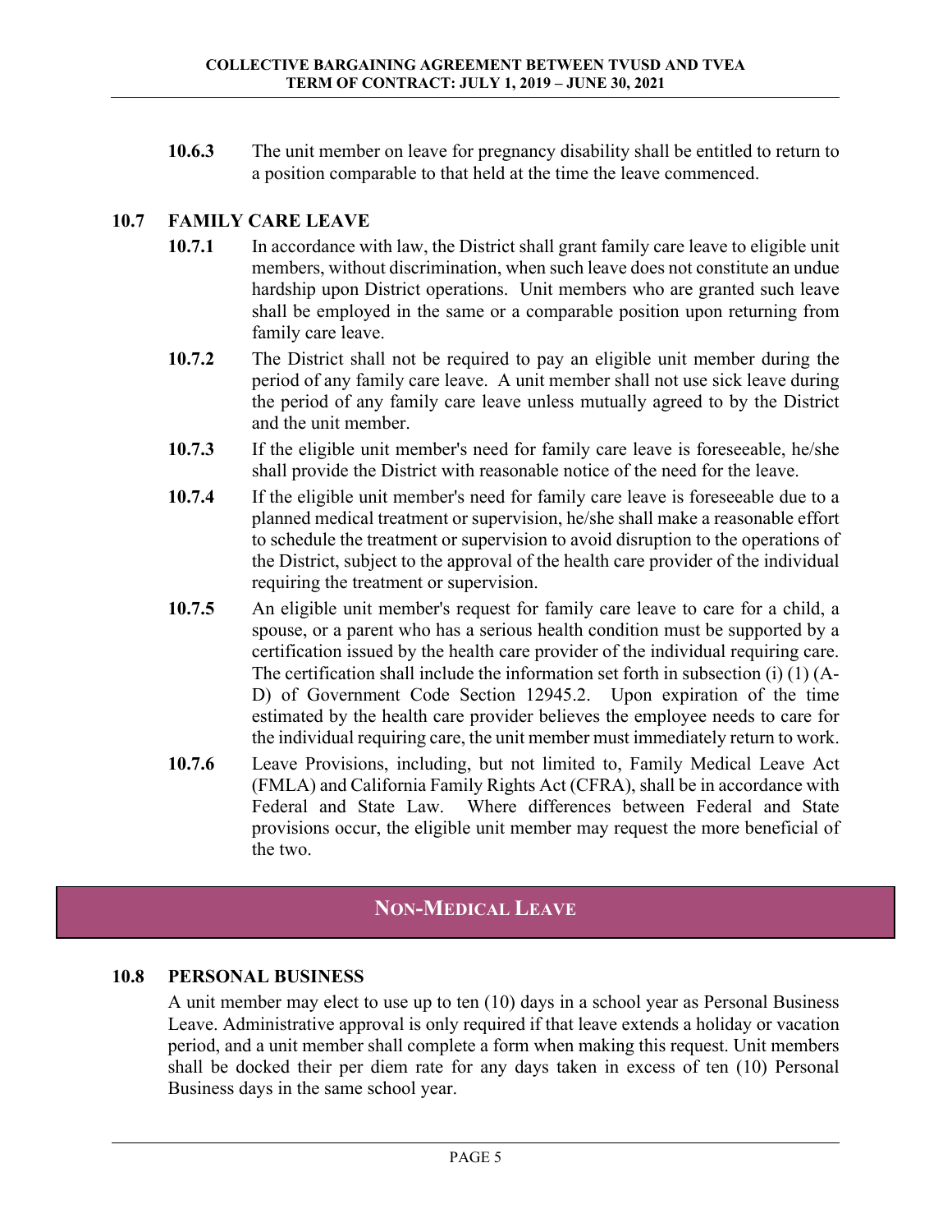**10.6.3** The unit member on leave for pregnancy disability shall be entitled to return to a position comparable to that held at the time the leave commenced.

### 10.7 FAMILY CARE LEAVE

**10.7.1** In accordance with law, the District shall grant family care leave to eligible unit members, without discrimination, when such leave does not constitute an undue hardship upon District operations. Unit members who are granted such leave shall be employed in the same or a comparable position upon returning from family care leave.

**10.7.2** The District shall not be required to pay an eligible unit member during the period of any family care leave. A unit member shall not use sick leave during the period of any family care leave unless mutually agreed to by the District and the unit member.

**10.7.3** If the eligible unit member's need for family care leave is foreseeable, he/she shall provide the District with reasonable notice of the need for the leave.

**10.7.4** If the eligible unit member's need for family care leave is foreseeable due to a planned medical treatment or supervision, he/she shall make a reasonable effort to schedule the treatment or supervision to avoid disruption to the operations of the District, subject to the approval of the health care provider of the individual requiring the treatment or supervision.

**10.7.5** An eligible unit member's request for family care leave to care for a child, a spouse, or a parent who has a serious health condition must be supported by a certification issued by the health care provider of the individual requiring care. The certification shall include the information set forth in subsection (i) (1) (A-D) of Government Code Section 12945.2. Upon expiration of the time estimated by the health care provider believes the employee needs to care for the individual requiring care, the unit member must immediately return to work.

**10.7.6** Leave Provisions, including, but not limited to, Family Medical Leave Act (FMLA) and California Family Rights Act (CFRA), shall be in accordance with Federal and State Law. Where differences between Federal and State provisions occur, the eligible unit member may request the more beneficial of the two.

## NON-MEDICAL LEAVE

### 10.8 PERSONAL BUSINESS

A unit member may elect to use up to ten (10) days in a school year as Personal Business Leave. Administrative approval is only required if that leave extends a holiday or vacation period, and a unit member shall complete a form when making this request. Unit members shall be docked their per diem rate for any days taken in excess of ten (10) Personal Business days in the same school year.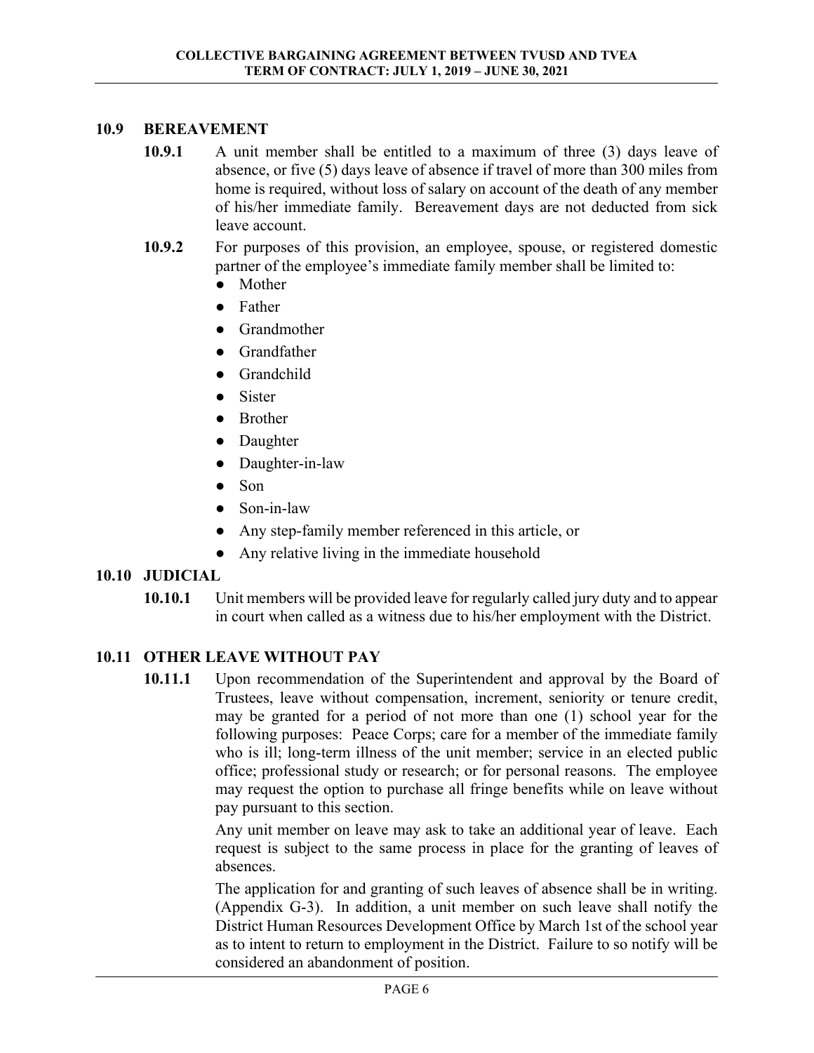## 10.9 BEREAVEMENT

**10.9.1** A unit member shall be entitled to a maximum of three (3) days leave of absence, or five (5) days leave of absence if travel of more than 300 miles from home is required, without loss of salary on account of the death of any member of his/her immediate family. Bereavement days are not deducted from sick leave account.

**10.9.2** For purposes of this provision, an employee, spouse, or registered domestic partner of the employee's immediate family member shall be limited to:

- Mother
- Father
- Grandmother
- Grandfather
- Grandchild
- Sister
- Brother
- Daughter
- Daughter-in-law
- Son
- Son-in-law
- Any step-family member referenced in this article, or
- Any relative living in the immediate household

## 10.10 JUDICIAL

**10.10.1** Unit members will be provided leave for regularly called jury duty and to appear in court when called as a witness due to his/her employment with the District.

## 10.11 OTHER LEAVE WITHOUT PAY

**10.11.1** Upon recommendation of the Superintendent and approval by the Board of Trustees, leave without compensation, increment, seniority or tenure credit, may be granted for a period of not more than one (1) school year for the following purposes: Peace Corps; care for a member of the immediate family who is ill; long-term illness of the unit member; service in an elected public office; professional study or research; or for personal reasons. The employee may request the option to purchase all fringe benefits while on leave without pay pursuant to this section.

Any unit member on leave may ask to take an additional year of leave. Each request is subject to the same process in place for the granting of leaves of absences.

The application for and granting of such leaves of absence shall be in writing. (Appendix G-3). In addition, a unit member on such leave shall notify the District Human Resources Development Office by March 1st of the school year as to intent to return to employment in the District. Failure to so notify will be considered an abandonment of position.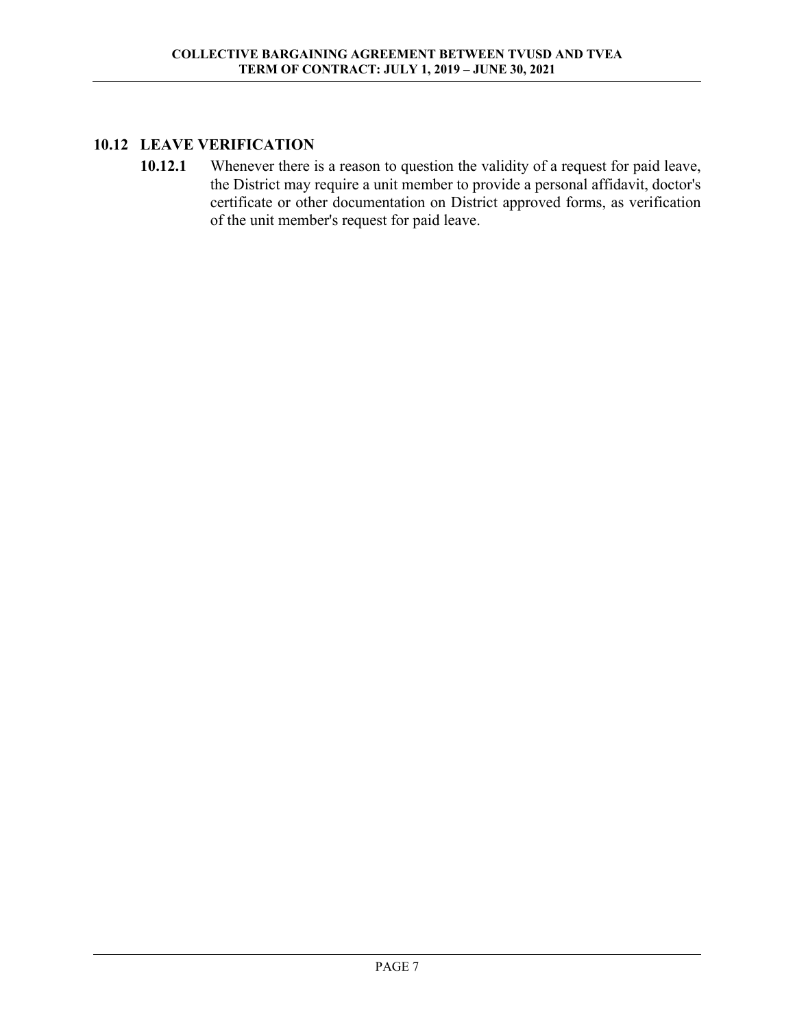## 10.12 LEAVE VERIFICATION

**10.12.1** Whenever there is a reason to question the validity of a request for paid leave, the District may require a unit member to provide a personal affidavit, doctor's certificate or other documentation on District approved forms, as verification of the unit member's request for paid leave.